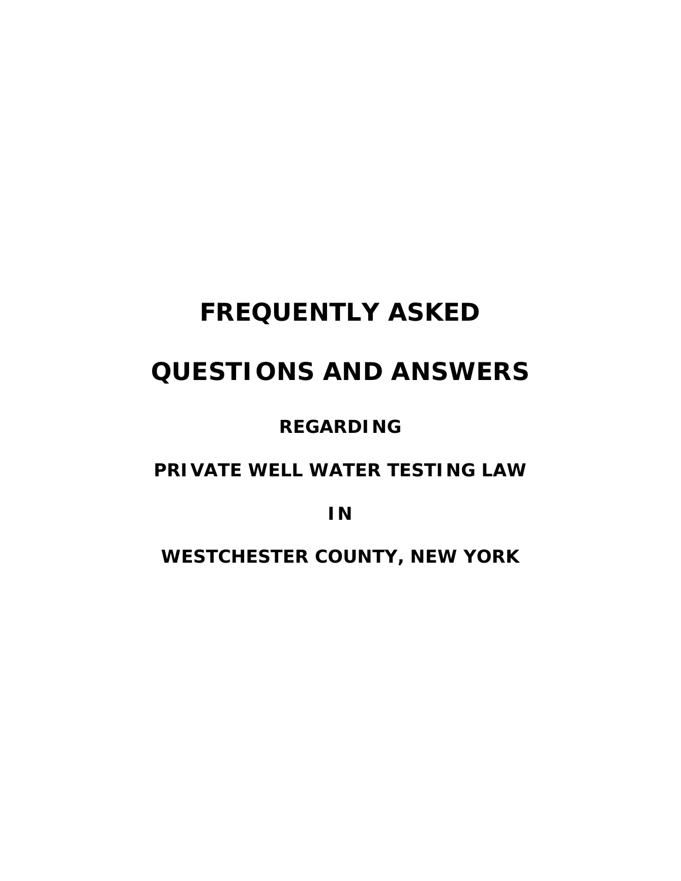# FREQUENTLY ASKED

# QUESTIONS AND ANSWERS

## REGARDING

## PRIVATE WELL WATER TESTING LAW

## IN

## WESTCHESTER COUNTY, NEW YORK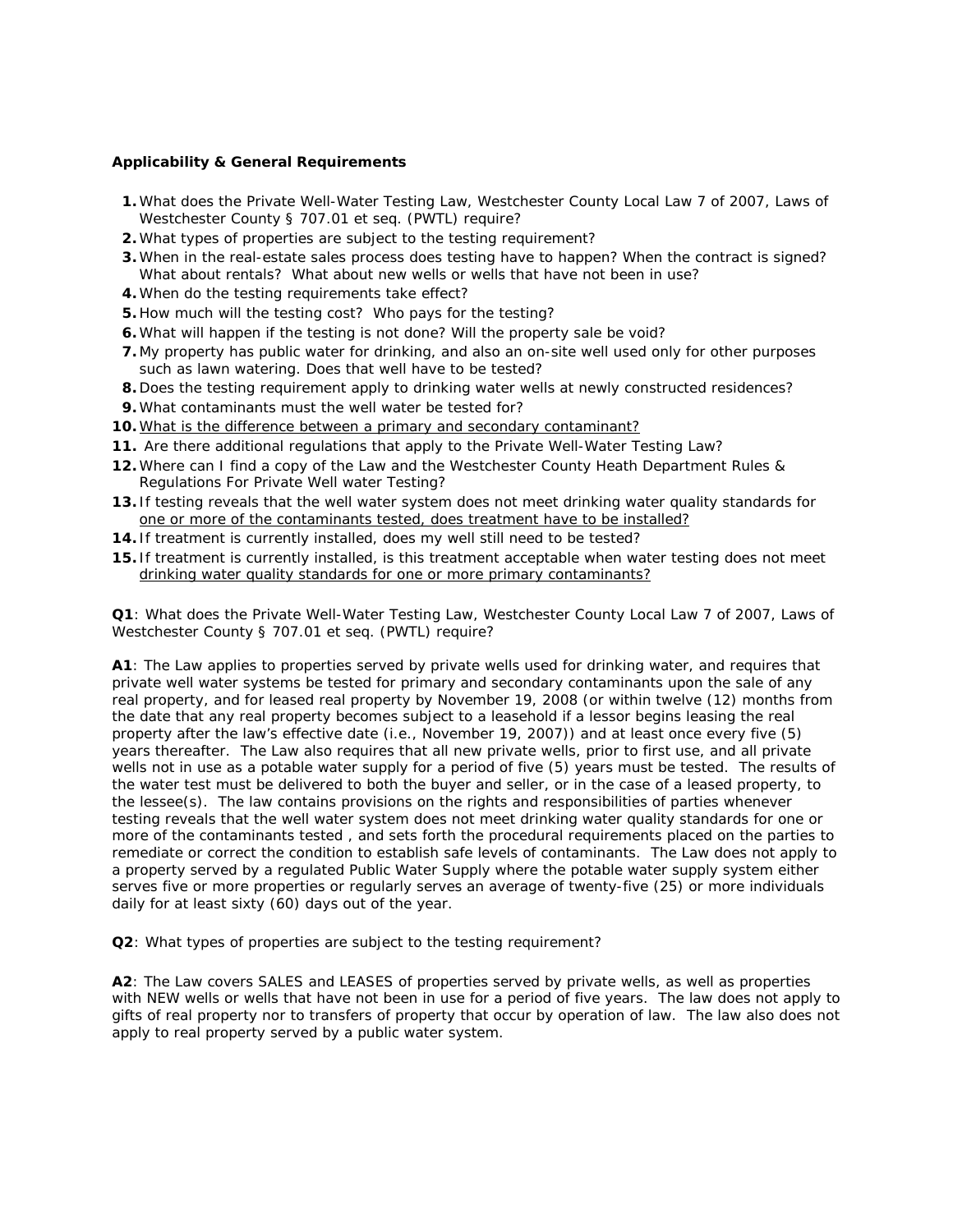**Applicability & General Requirements**

1. What does the Private Well-Water Testing Law, Westchester County Local Law 7 of 2007, Laws of Westchester County § 707.01 et seq. (PWTL) require?
2. What types of properties are subject to the testing requirement?
3. When in the real-estate sales process does testing have to happen? When the contract is signed? What about rentals? What about new wells or wells that have not been in use?
4. When do the testing requirements take effect?
5. How much will the testing cost? Who pays for the testing?
6. What will happen if the testing is not done? Will the property sale be void?
7. My property has public water for drinking, and also an on-site well used only for other purposes such as lawn watering. Does that well have to be tested?
8. Does the testing requirement apply to drinking water wells at newly constructed residences?
9. What contaminants must the well water be tested for?
10. What is the difference between a primary and secondary contaminant?
11. Are there additional regulations that apply to the Private Well-Water Testing Law?
12. Where can I find a copy of the Law and the Westchester County Heath Department Rules & Regulations For Private Well water Testing?
13. If testing reveals that the well water system does not meet drinking water quality standards for one or more of the contaminants tested, does treatment have to be installed?
14. If treatment is currently installed, does my well still need to be tested?
15. If treatment is currently installed, is this treatment acceptable when water testing does not meet drinking water quality standards for one or more primary contaminants?

**Q1**: What does the Private Well-Water Testing Law, Westchester County Local Law 7 of 2007, Laws of Westchester County § 707.01 et seq. (PWTL) require?

**A1**: The Law applies to properties served by private wells used for drinking water, and requires that private well water systems be tested for primary and secondary contaminants upon the sale of any real property, and for leased real property by November 19, 2008 (or within twelve (12) months from the date that any real property becomes subject to a leasehold if a lessor begins leasing the real property after the law's effective date (i.e., November 19, 2007)) and at least once every five (5) years thereafter. The Law also requires that all new private wells, prior to first use, and all private wells not in use as a potable water supply for a period of five (5) years must be tested. The results of the water test must be delivered to both the buyer and seller, or in the case of a leased property, to the lessee(s). The law contains provisions on the rights and responsibilities of parties whenever testing reveals that the well water system does not meet drinking water quality standards for one or more of the contaminants tested , and sets forth the procedural requirements placed on the parties to remediate or correct the condition to establish safe levels of contaminants. The Law does not apply to a property served by a regulated Public Water Supply where the potable water supply system either serves five or more properties or regularly serves an average of twenty-five (25) or more individuals daily for at least sixty (60) days out of the year.

**Q2**: What types of properties are subject to the testing requirement?

**A2**: The Law covers SALES and LEASES of properties served by private wells, as well as properties with NEW wells or wells that have not been in use for a period of five years. The law does not apply to gifts of real property nor to transfers of property that occur by operation of law. The law also does not apply to real property served by a public water system.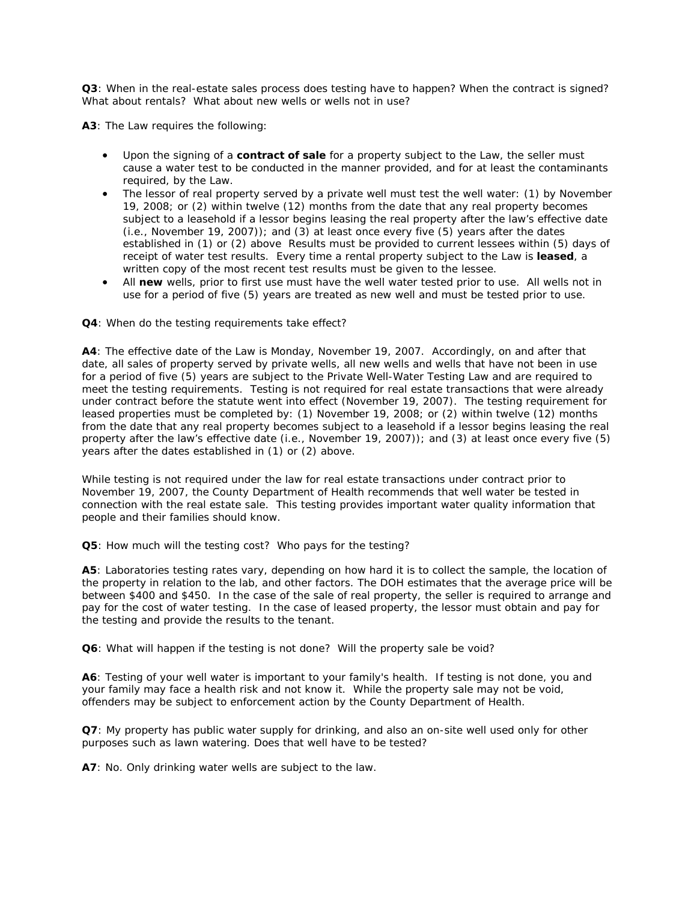**Q3**: When in the real-estate sales process does testing have to happen? When the contract is signed? What about rentals? What about new wells or wells not in use?

**A3**: The Law requires the following:

- Upon the signing of a **contract of sale** for a property subject to the Law, the seller must cause a water test to be conducted in the manner provided, and for at least the contaminants required, by the Law.
- The lessor of real property served by a private well must test the well water: (1) by November 19, 2008; or (2) within twelve (12) months from the date that any real property becomes subject to a leasehold if a lessor begins leasing the real property after the law's effective date (i.e., November 19, 2007)); and (3) at least once every five (5) years after the dates established in (1) or (2) above Results must be provided to current lessees within (5) days of receipt of water test results. Every time a rental property subject to the Law is **leased**, a written copy of the most recent test results must be given to the lessee.
- All **new** wells, prior to first use must have the well water tested prior to use. All wells not in use for a period of five (5) years are treated as new well and must be tested prior to use.

**Q4**: When do the testing requirements take effect?

**A4**: The effective date of the Law is Monday, November 19, 2007. Accordingly, on and after that date, all sales of property served by private wells, all new wells and wells that have not been in use for a period of five (5) years are subject to the Private Well-Water Testing Law and are required to meet the testing requirements. Testing is not required for real estate transactions that were already under contract before the statute went into effect (November 19, 2007). The testing requirement for leased properties must be completed by: (1) November 19, 2008; or (2) within twelve (12) months from the date that any real property becomes subject to a leasehold if a lessor begins leasing the real property after the law's effective date (i.e., November 19, 2007)); and (3) at least once every five (5) years after the dates established in (1) or (2) above.

While testing is not required under the law for real estate transactions under contract prior to November 19, 2007, the County Department of Health recommends that well water be tested in connection with the real estate sale. This testing provides important water quality information that people and their families should know.

**Q5**: How much will the testing cost? Who pays for the testing?

**A5**: Laboratories testing rates vary, depending on how hard it is to collect the sample, the location of the property in relation to the lab, and other factors. The DOH estimates that the average price will be between $400 and $450. In the case of the sale of real property, the seller is required to arrange and pay for the cost of water testing. In the case of leased property, the lessor must obtain and pay for the testing and provide the results to the tenant.

**Q6**: What will happen if the testing is not done? Will the property sale be void?

**A6**: Testing of your well water is important to your family's health. If testing is not done, you and your family may face a health risk and not know it. While the property sale may not be void, offenders may be subject to enforcement action by the County Department of Health.

**Q7**: My property has public water supply for drinking, and also an on-site well used only for other purposes such as lawn watering. Does that well have to be tested?

**A7**: No. Only drinking water wells are subject to the law.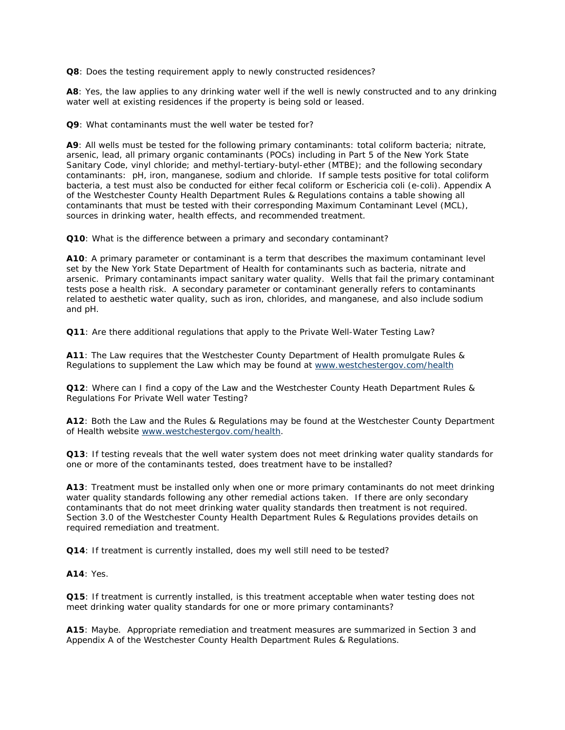**Q8**: Does the testing requirement apply to newly constructed residences?

**A8**: Yes, the law applies to any drinking water well if the well is newly constructed and to any drinking water well at existing residences if the property is being sold or leased.

**Q9**: What contaminants must the well water be tested for?

**A9**: All wells must be tested for the following primary contaminants: total coliform bacteria; nitrate, arsenic, lead, all primary organic contaminants (POCs) including in Part 5 of the New York State Sanitary Code, vinyl chloride; and methyl-tertiary-butyl-ether (MTBE); and the following secondary contaminants: pH, iron, manganese, sodium and chloride. If sample tests positive for total coliform bacteria, a test must also be conducted for either fecal coliform or Eschericia coli (e-coli). Appendix A of the Westchester County Health Department Rules & Regulations contains a table showing all contaminants that must be tested with their corresponding Maximum Contaminant Level (MCL), sources in drinking water, health effects, and recommended treatment.

**Q10**: What is the difference between a primary and secondary contaminant?

**A10**: A primary parameter or contaminant is a term that describes the maximum contaminant level set by the New York State Department of Health for contaminants such as bacteria, nitrate and arsenic. Primary contaminants impact sanitary water quality. Wells that fail the primary contaminant tests pose a health risk. A secondary parameter or contaminant generally refers to contaminants related to aesthetic water quality, such as iron, chlorides, and manganese, and also include sodium and pH.

**Q11**: Are there additional regulations that apply to the Private Well-Water Testing Law?

**A11**: The Law requires that the Westchester County Department of Health promulgate Rules & Regulations to supplement the Law which may be found at www.westchestergov.com/health

**Q12**: Where can I find a copy of the Law and the Westchester County Heath Department Rules & Regulations For Private Well water Testing?

**A12**: Both the Law and the Rules & Regulations may be found at the Westchester County Department of Health website www.westchestergov.com/health.

**Q13**: If testing reveals that the well water system does not meet drinking water quality standards for one or more of the contaminants tested, does treatment have to be installed?

**A13**: Treatment must be installed only when one or more primary contaminants do not meet drinking water quality standards following any other remedial actions taken. If there are only secondary contaminants that do not meet drinking water quality standards then treatment is not required. Section 3.0 of the Westchester County Health Department Rules & Regulations provides details on required remediation and treatment.

**Q14**: If treatment is currently installed, does my well still need to be tested?

**A14**: Yes.

**Q15**: If treatment is currently installed, is this treatment acceptable when water testing does not meet drinking water quality standards for one or more primary contaminants?

**A15**: Maybe. Appropriate remediation and treatment measures are summarized in Section 3 and Appendix A of the Westchester County Health Department Rules & Regulations.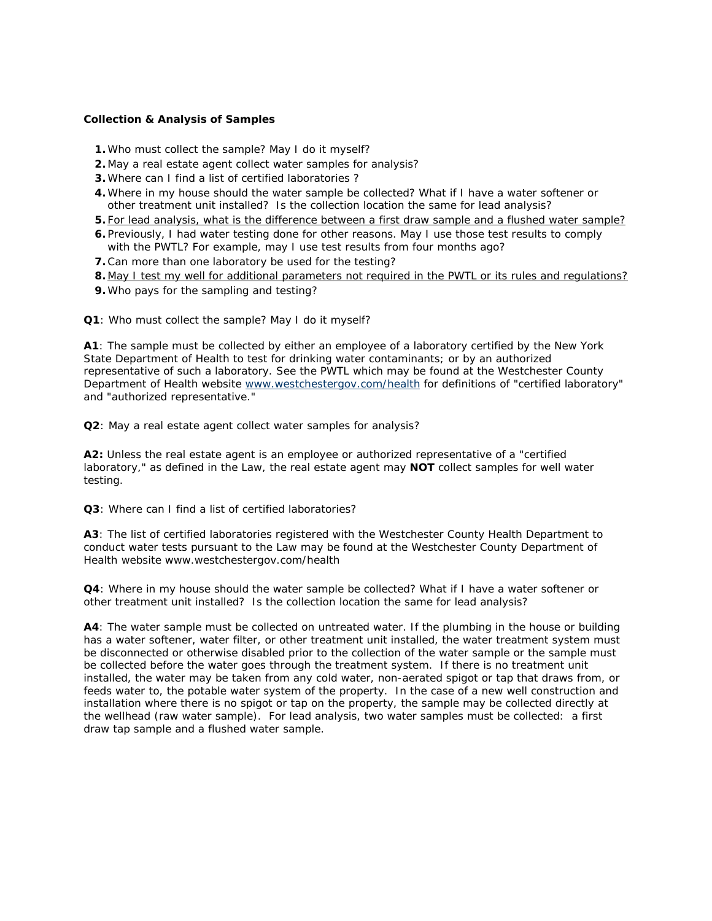**Collection & Analysis of Samples**

1. Who must collect the sample? May I do it myself?
2. May a real estate agent collect water samples for analysis?
3. Where can I find a list of certified laboratories ?
4. Where in my house should the water sample be collected? What if I have a water softener or other treatment unit installed? Is the collection location the same for lead analysis?
5. For lead analysis, what is the difference between a first draw sample and a flushed water sample?
6. Previously, I had water testing done for other reasons. May I use those test results to comply with the PWTL? For example, may I use test results from four months ago?
7. Can more than one laboratory be used for the testing?
8. May I test my well for additional parameters not required in the PWTL or its rules and regulations?
9. Who pays for the sampling and testing?

**Q1**: Who must collect the sample? May I do it myself?

**A1**: The sample must be collected by either an employee of a laboratory certified by the New York State Department of Health to test for drinking water contaminants; or by an authorized representative of such a laboratory. See the PWTL which may be found at the Westchester County Department of Health website www.westchestergov.com/health for definitions of "certified laboratory" and "authorized representative."

**Q2**: May a real estate agent collect water samples for analysis?

**A2:** Unless the real estate agent is an employee or authorized representative of a "certified laboratory," as defined in the Law, the real estate agent may **NOT** collect samples for well water testing.

**Q3**: Where can I find a list of certified laboratories?

**A3**: The list of certified laboratories registered with the Westchester County Health Department to conduct water tests pursuant to the Law may be found at the Westchester County Department of Health website www.westchestergov.com/health

**Q4**: Where in my house should the water sample be collected? What if I have a water softener or other treatment unit installed? Is the collection location the same for lead analysis?

**A4**: The water sample must be collected on untreated water. If the plumbing in the house or building has a water softener, water filter, or other treatment unit installed, the water treatment system must be disconnected or otherwise disabled prior to the collection of the water sample or the sample must be collected before the water goes through the treatment system. If there is no treatment unit installed, the water may be taken from any cold water, non-aerated spigot or tap that draws from, or feeds water to, the potable water system of the property. In the case of a new well construction and installation where there is no spigot or tap on the property, the sample may be collected directly at the wellhead (raw water sample). For lead analysis, two water samples must be collected: a first draw tap sample and a flushed water sample.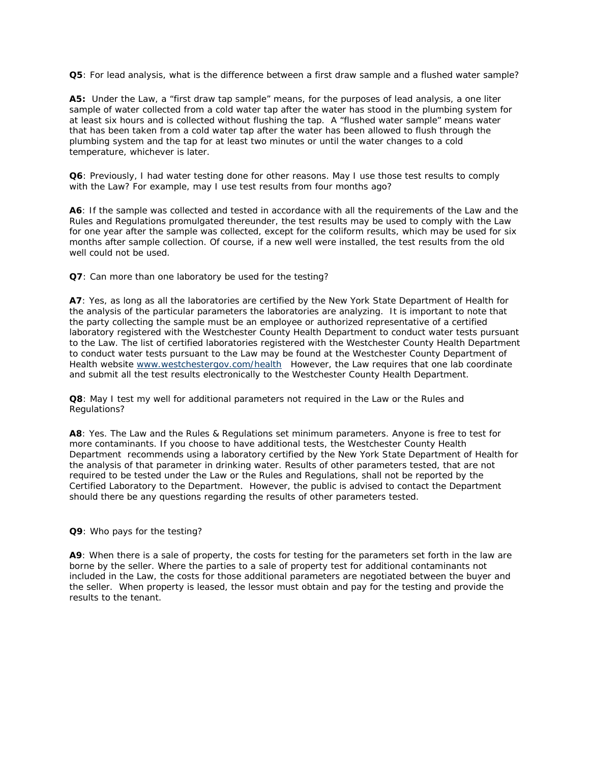**Q5**: For lead analysis, what is the difference between a first draw sample and a flushed water sample?

**A5:** Under the Law, a "first draw tap sample" means, for the purposes of lead analysis, a one liter sample of water collected from a cold water tap after the water has stood in the plumbing system for at least six hours and is collected without flushing the tap. A "flushed water sample" means water that has been taken from a cold water tap after the water has been allowed to flush through the plumbing system and the tap for at least two minutes or until the water changes to a cold temperature, whichever is later.

**Q6**: Previously, I had water testing done for other reasons. May I use those test results to comply with the Law? For example, may I use test results from four months ago?

**A6**: If the sample was collected and tested in accordance with all the requirements of the Law and the Rules and Regulations promulgated thereunder, the test results may be used to comply with the Law for one year after the sample was collected, except for the coliform results, which may be used for six months after sample collection. Of course, if a new well were installed, the test results from the old well could not be used.

**Q7**: Can more than one laboratory be used for the testing?

**A7**: Yes, as long as all the laboratories are certified by the New York State Department of Health for the analysis of the particular parameters the laboratories are analyzing. It is important to note that the party collecting the sample must be an employee or authorized representative of a certified laboratory registered with the Westchester County Health Department to conduct water tests pursuant to the Law. The list of certified laboratories registered with the Westchester County Health Department to conduct water tests pursuant to the Law may be found at the Westchester County Department of Health website [www.westchestergov.com/health](http://www.westchestergov.com/health) However, the Law requires that one lab coordinate and submit all the test results electronically to the Westchester County Health Department.

**Q8**: May I test my well for additional parameters not required in the Law or the Rules and Regulations?

**A8**: Yes. The Law and the Rules & Regulations set minimum parameters. Anyone is free to test for more contaminants. If you choose to have additional tests, the Westchester County Health Department recommends using a laboratory certified by the New York State Department of Health for the analysis of that parameter in drinking water. Results of other parameters tested, that are not required to be tested under the Law or the Rules and Regulations, shall not be reported by the Certified Laboratory to the Department. However, the public is advised to contact the Department should there be any questions regarding the results of other parameters tested.

**Q9**: Who pays for the testing?

**A9**: When there is a sale of property, the costs for testing for the parameters set forth in the law are borne by the seller. Where the parties to a sale of property test for additional contaminants not included in the Law, the costs for those additional parameters are negotiated between the buyer and the seller. When property is leased, the lessor must obtain and pay for the testing and provide the results to the tenant.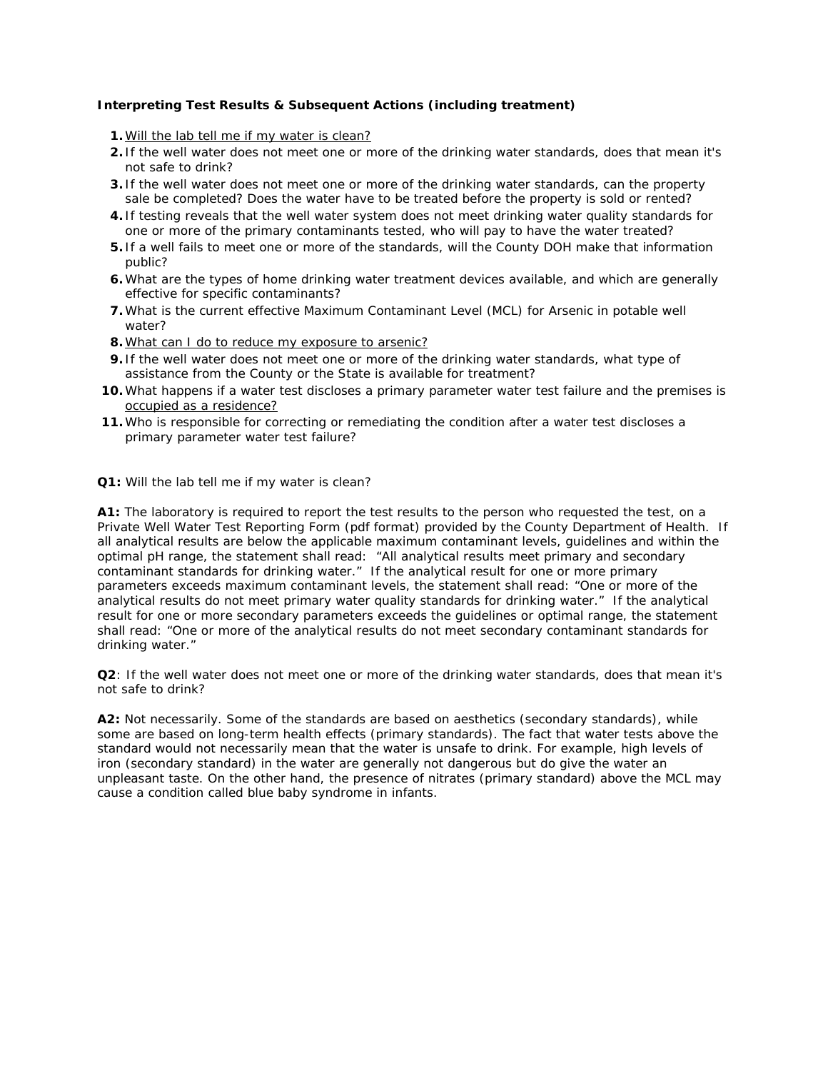**Interpreting Test Results & Subsequent Actions (including treatment)**

1. Will the lab tell me if my water is clean?
2. If the well water does not meet one or more of the drinking water standards, does that mean it's not safe to drink?
3. If the well water does not meet one or more of the drinking water standards, can the property sale be completed? Does the water have to be treated before the property is sold or rented?
4. If testing reveals that the well water system does not meet drinking water quality standards for one or more of the primary contaminants tested, who will pay to have the water treated?
5. If a well fails to meet one or more of the standards, will the County DOH make that information public?
6. What are the types of home drinking water treatment devices available, and which are generally effective for specific contaminants?
7. What is the current effective Maximum Contaminant Level (MCL) for Arsenic in potable well water?
8. What can I do to reduce my exposure to arsenic?
9. If the well water does not meet one or more of the drinking water standards, what type of assistance from the County or the State is available for treatment?
10. What happens if a water test discloses a primary parameter water test failure and the premises is occupied as a residence?
11. Who is responsible for correcting or remediating the condition after a water test discloses a primary parameter water test failure?

**Q1:** Will the lab tell me if my water is clean?

**A1:** The laboratory is required to report the test results to the person who requested the test, on a Private Well Water Test Reporting Form (pdf format) provided by the County Department of Health. If all analytical results are below the applicable maximum contaminant levels, guidelines and within the optimal pH range, the statement shall read: "All analytical results meet primary and secondary contaminant standards for drinking water." If the analytical result for one or more primary parameters exceeds maximum contaminant levels, the statement shall read: "One or more of the analytical results do not meet primary water quality standards for drinking water." If the analytical result for one or more secondary parameters exceeds the guidelines or optimal range, the statement shall read: "One or more of the analytical results do not meet secondary contaminant standards for drinking water."

**Q2**: If the well water does not meet one or more of the drinking water standards, does that mean it's not safe to drink?

**A2:** Not necessarily. Some of the standards are based on aesthetics (secondary standards), while some are based on long-term health effects (primary standards). The fact that water tests above the standard would not necessarily mean that the water is unsafe to drink. For example, high levels of iron (secondary standard) in the water are generally not dangerous but do give the water an unpleasant taste. On the other hand, the presence of nitrates (primary standard) above the MCL may cause a condition called blue baby syndrome in infants.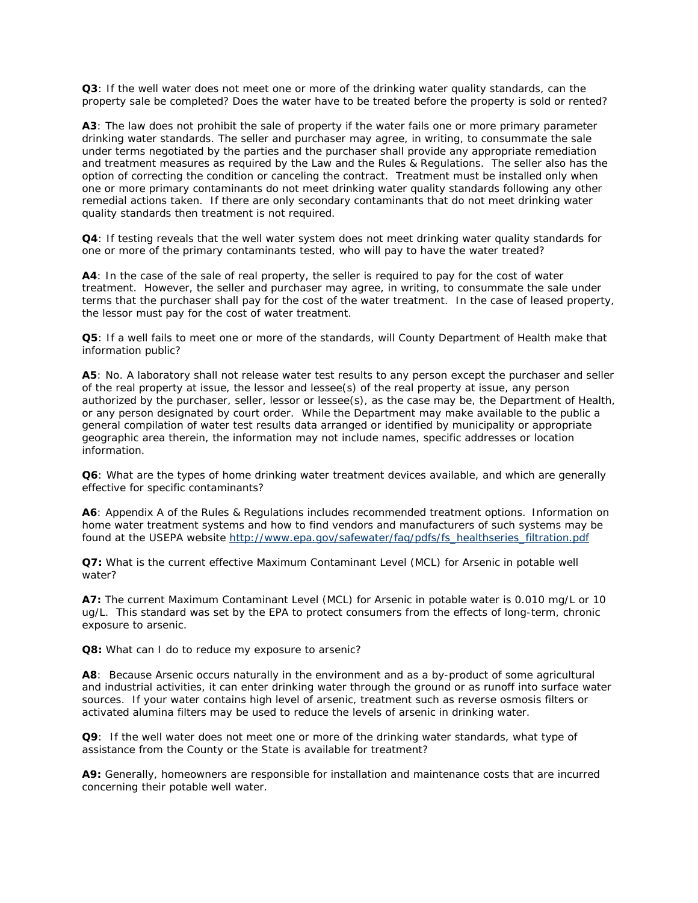**Q3**: If the well water does not meet one or more of the drinking water quality standards, can the property sale be completed? Does the water have to be treated before the property is sold or rented?

**A3**: The law does not prohibit the sale of property if the water fails one or more primary parameter drinking water standards. The seller and purchaser may agree, in writing, to consummate the sale under terms negotiated by the parties and the purchaser shall provide any appropriate remediation and treatment measures as required by the Law and the Rules & Regulations. The seller also has the option of correcting the condition or canceling the contract. Treatment must be installed only when one or more primary contaminants do not meet drinking water quality standards following any other remedial actions taken. If there are only secondary contaminants that do not meet drinking water quality standards then treatment is not required.

**Q4**: If testing reveals that the well water system does not meet drinking water quality standards for one or more of the primary contaminants tested, who will pay to have the water treated?

**A4**: In the case of the sale of real property, the seller is required to pay for the cost of water treatment. However, the seller and purchaser may agree, in writing, to consummate the sale under terms that the purchaser shall pay for the cost of the water treatment. In the case of leased property, the lessor must pay for the cost of water treatment.

**Q5**: If a well fails to meet one or more of the standards, will County Department of Health make that information public?

**A5**: No. A laboratory shall not release water test results to any person except the purchaser and seller of the real property at issue, the lessor and lessee(s) of the real property at issue, any person authorized by the purchaser, seller, lessor or lessee(s), as the case may be, the Department of Health, or any person designated by court order. While the Department may make available to the public a general compilation of water test results data arranged or identified by municipality or appropriate geographic area therein, the information may not include names, specific addresses or location information.

**Q6**: What are the types of home drinking water treatment devices available, and which are generally effective for specific contaminants?

**A6**: Appendix A of the Rules & Regulations includes recommended treatment options. Information on home water treatment systems and how to find vendors and manufacturers of such systems may be found at the USEPA website http://www.epa.gov/safewater/faq/pdfs/fs_healthseries_filtration.pdf

**Q7:** What is the current effective Maximum Contaminant Level (MCL) for Arsenic in potable well water?

**A7:** The current Maximum Contaminant Level (MCL) for Arsenic in potable water is 0.010 mg/L or 10 ug/L. This standard was set by the EPA to protect consumers from the effects of long-term, chronic exposure to arsenic.

**Q8:** What can I do to reduce my exposure to arsenic?

**A8**: Because Arsenic occurs naturally in the environment and as a by-product of some agricultural and industrial activities, it can enter drinking water through the ground or as runoff into surface water sources. If your water contains high level of arsenic, treatment such as reverse osmosis filters or activated alumina filters may be used to reduce the levels of arsenic in drinking water.

**Q9**: If the well water does not meet one or more of the drinking water standards, what type of assistance from the County or the State is available for treatment?

**A9:** Generally, homeowners are responsible for installation and maintenance costs that are incurred concerning their potable well water.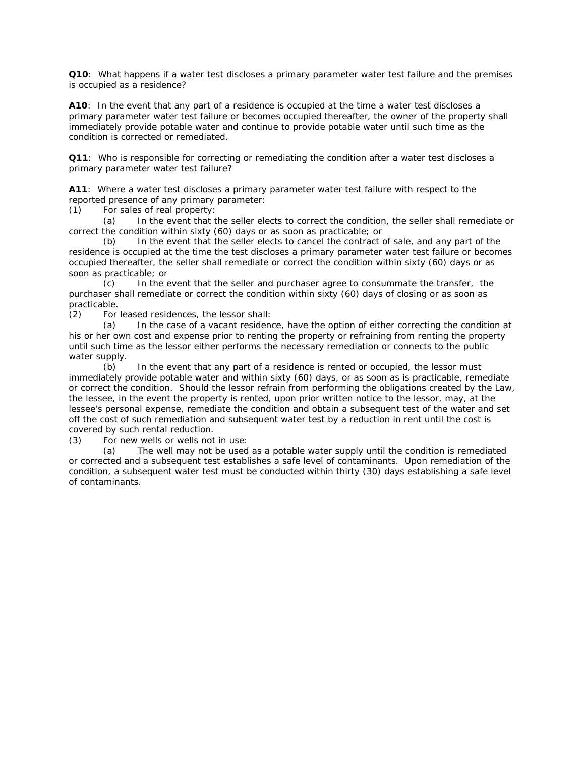**Q10**: What happens if a water test discloses a primary parameter water test failure and the premises is occupied as a residence?

**A10**: In the event that any part of a residence is occupied at the time a water test discloses a primary parameter water test failure or becomes occupied thereafter, the owner of the property shall immediately provide potable water and continue to provide potable water until such time as the condition is corrected or remediated.

**Q11**: Who is responsible for correcting or remediating the condition after a water test discloses a primary parameter water test failure?

**A11**: Where a water test discloses a primary parameter water test failure with respect to the reported presence of any primary parameter:

(1) For sales of real property:

(a) In the event that the seller elects to correct the condition, the seller shall remediate or correct the condition within sixty (60) days or as soon as practicable; or

(b) In the event that the seller elects to cancel the contract of sale, and any part of the residence is occupied at the time the test discloses a primary parameter water test failure or becomes occupied thereafter, the seller shall remediate or correct the condition within sixty (60) days or as soon as practicable; or

(c) In the event that the seller and purchaser agree to consummate the transfer, the purchaser shall remediate or correct the condition within sixty (60) days of closing or as soon as practicable.

(2) For leased residences, the lessor shall:

(a) In the case of a vacant residence, have the option of either correcting the condition at his or her own cost and expense prior to renting the property or refraining from renting the property until such time as the lessor either performs the necessary remediation or connects to the public water supply.

(b) In the event that any part of a residence is rented or occupied, the lessor must immediately provide potable water and within sixty (60) days, or as soon as is practicable, remediate or correct the condition. Should the lessor refrain from performing the obligations created by the Law, the lessee, in the event the property is rented, upon prior written notice to the lessor, may, at the lessee's personal expense, remediate the condition and obtain a subsequent test of the water and set off the cost of such remediation and subsequent water test by a reduction in rent until the cost is covered by such rental reduction.

(3) For new wells or wells not in use:

(a) The well may not be used as a potable water supply until the condition is remediated or corrected and a subsequent test establishes a safe level of contaminants. Upon remediation of the condition, a subsequent water test must be conducted within thirty (30) days establishing a safe level of contaminants.